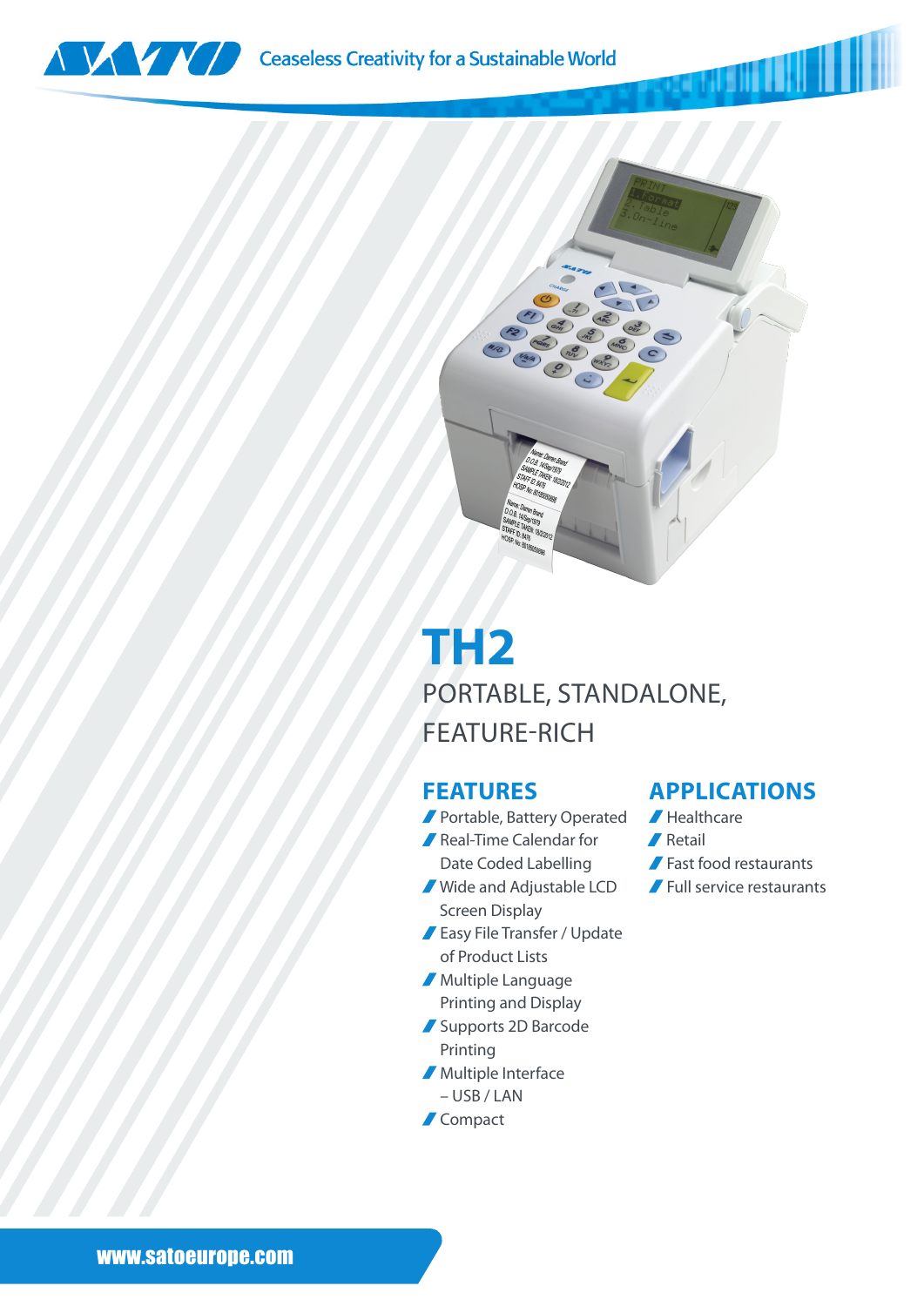Ceaseless Creativity for a Sustainable World

# TH2

PORTABLE, STANDALONE, FEATURE-RICH

## FEATURES

- Portable, Battery Operated
- Real-Time Calendar for Date Coded Labelling
- Wide and Adjustable LCD Screen Display
- Easy File Transfer / Update of Product Lists
- Multiple Language Printing and Display
- Supports 2D Barcode Printing
- Multiple Interface – USB / LAN
- Compact

## APPLICATIONS

- Healthcare
- Retail
- Fast food restaurants
- Full service restaurants

www.satoeurope.com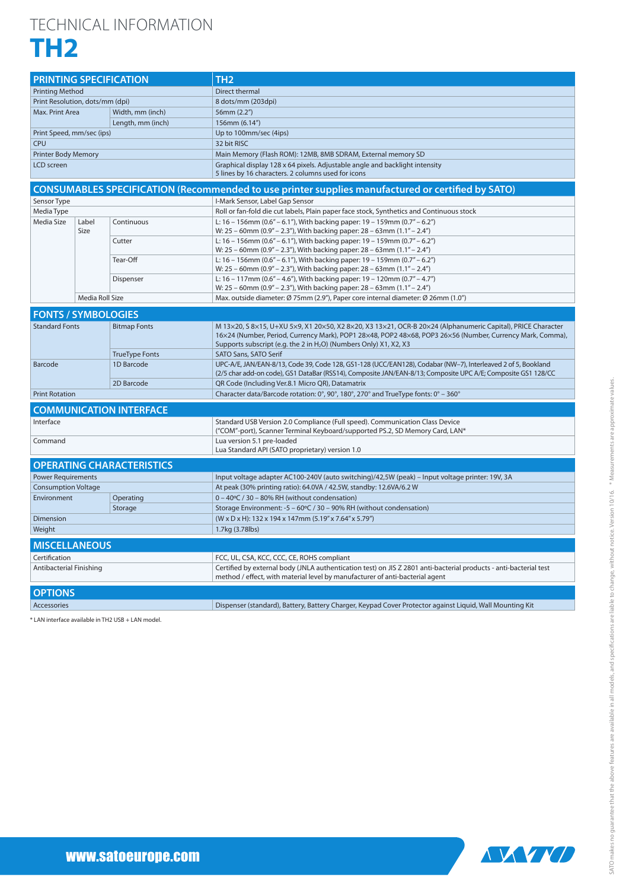# TECHNICAL INFORMATION

# TH2

| PRINTING SPECIFICATION | | | TH2 |
|---|---|---|---|
| Printing Method | | | Direct thermal |
| Print Resolution, dots/mm (dpi) | | | 8 dots/mm (203dpi) |
| Max. Print Area | Width, mm (inch) | | 56mm (2.2") |
| | Length, mm (inch) | | 156mm (6.14") |
| Print Speed, mm/sec (ips) | | | Up to 100mm/sec (4ips) |
| CPU | | | 32 bit RISC |
| Printer Body Memory | | | Main Memory (Flash ROM): 12MB, 8MB SDRAM, External memory SD |
| LCD screen | | | Graphical display 128 x 64 pixels. Adjustable angle and backlight intensity<br>5 lines by 16 characters. 2 columns used for icons |

## CONSUMABLES SPECIFICATION (Recommended to use printer supplies manufactured or certified by SATO)

| | | | |
|---|---|---|---|
| Sensor Type | | | I-Mark Sensor, Label Gap Sensor |
| Media Type | | | Roll or fan-fold die cut labels, Plain paper face stock, Synthetics and Continuous stock |
| Media Size | Label Size | Continuous | L: 16 – 156mm (0.6" – 6.1"), With backing paper: 19 – 159mm (0.7" – 6.2")<br>W: 25 – 60mm (0.9" – 2.3"), With backing paper: 28 – 63mm (1.1" – 2.4") |
| | | Cutter | L: 16 – 156mm (0.6" – 6.1"), With backing paper: 19 – 159mm (0.7" – 6.2")<br>W: 25 – 60mm (0.9" – 2.3"), With backing paper: 28 – 63mm (1.1" – 2.4") |
| | | Tear-Off | L: 16 – 156mm (0.6" – 6.1"), With backing paper: 19 – 159mm (0.7" – 6.2")<br>W: 25 – 60mm (0.9" – 2.3"), With backing paper: 28 – 63mm (1.1" – 2.4") |
| | | Dispenser | L: 16 – 117mm (0.6" – 4.6"), With backing paper: 19 – 120mm (0.7" – 4.7")<br>W: 25 – 60mm (0.9" – 2.3"), With backing paper: 28 – 63mm (1.1" – 2.4") |
| | Media Roll Size | | Max. outside diameter: Ø 75mm (2.9"), Paper core internal diameter: Ø 26mm (1.0") |

## FONTS / SYMBOLOGIES

| | | |
|---|---|---|
| Standard Fonts | Bitmap Fonts | M 13×20, S 8×15, U+XU 5×9, X1 20×50, X2 8×20, X3 13×21, OCR-B 20×24 (Alphanumeric Capital), PRICE Character 16×24 (Number, Period, Currency Mark), POP1 28×48, POP2 48×68, POP3 26×56 (Number, Currency Mark, Comma), Supports subscript (e.g. the 2 in $H_2O$) (Numbers Only) X1, X2, X3 |
| | TrueType Fonts | SATO Sans, SATO Serif |
| Barcode | 1D Barcode | UPC-A/E, JAN/EAN-8/13, Code 39, Code 128, GS1-128 (UCC/EAN128), Codabar (NW–7), Interleaved 2 of 5, Bookland (2/5 char add-on code), GS1 DataBar (RSS14), Composite JAN/EAN-8/13; Composite UPC A/E; Composite GS1 128/CC |
| | 2D Barcode | QR Code (Including Ver.8.1 Micro QR), Datamatrix |
| Print Rotation | | Character data/Barcode rotation: 0°, 90°, 180°, 270° and TrueType fonts: 0° – 360° |

## COMMUNICATION INTERFACE

| | |
|---|---|
| Interface | Standard USB Version 2.0 Compliance (Full speed). Communication Class Device ("COM"-port), Scanner Terminal Keyboard/supported PS.2, SD Memory Card, LAN* |
| Command | Lua version 5.1 pre-loaded<br>Lua Standard API (SATO proprietary) version 1.0 |

## OPERATING CHARACTERISTICS

| | | |
|---|---|---|
| Power Requirements | | Input voltage adapter AC100-240V (auto switching)/42,5W (peak) – Input voltage printer: 19V, 3A |
| Consumption Voltage | | At peak (30% printing ratio): 64.0VA / 42.5W, standby: 12.6VA/6.2 W |
| Environment | Operating | 0 – 40ºC / 30 – 80% RH (without condensation) |
| | Storage | Storage Environment: -5 – 60ºC / 30 – 90% RH (without condensation) |
| Dimension | | (W x D x H): 132 x 194 x 147mm (5.19" x 7.64" x 5.79") |
| Weight | | 1.7kg (3.78lbs) |

## MISCELLANEOUS

| | |
|---|---|
| Certification | FCC, UL, CSA, KCC, CCC, CE, ROHS compliant |
| Antibacterial Finishing | Certified by external body (JNLA authentication test) on JIS Z 2801 anti-bacterial products - anti-bacterial test method / effect, with material level by manufacturer of anti-bacterial agent |

## OPTIONS

| | |
|---|---|
| Accessories | Dispenser (standard), Battery, Battery Charger, Keypad Cover Protector against Liquid, Wall Mounting Kit |

* LAN interface available in TH2 USB + LAN model.

SATO makes no guarantee that the above features are available in all models, and specifications are liable to change, without notice. Version 10/16. * Measurements are approximate values.

www.satoeurope.com

SATO